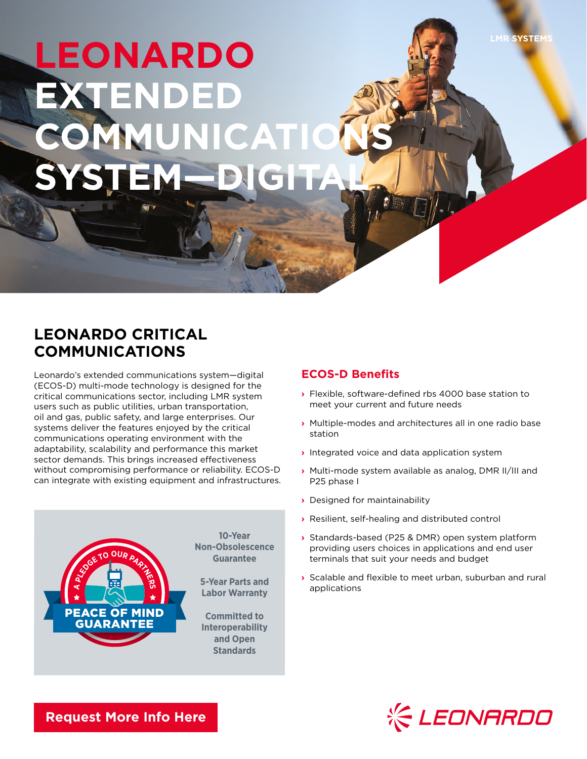LMR SYSTEMS

# LEONARDO EXTENDED COMMUNICATIONS SYSTEM—DIGITAL

## LEONARDO CRITICAL COMMUNICATIONS

Leonardo's extended communications system—digital (ECOS-D) multi-mode technology is designed for the critical communications sector, including LMR system users such as public utilities, urban transportation, oil and gas, public safety, and large enterprises. Our systems deliver the features enjoyed by the critical communications operating environment with the adaptability, scalability and performance this market sector demands. This brings increased effectiveness without compromising performance or reliability. ECOS-D can integrate with existing equipment and infrastructures.

A PLEDGE TO OUR PARTNERS

PEACE OF MIND GUARANTEE

**10-Year Non-Obsolescence Guarantee**

**5-Year Parts and Labor Warranty**

**Committed to Interoperability and Open Standards**

### ECOS-D Benefits

- Flexible, software-defined rbs 4000 base station to meet your current and future needs
- Multiple-modes and architectures all in one radio base station
- Integrated voice and data application system
- Multi-mode system available as analog, DMR II/III and P25 phase I
- Designed for maintainability
- Resilient, self-healing and distributed control
- Standards-based (P25 & DMR) open system platform providing users choices in applications and end user terminals that suit your needs and budget
- Scalable and flexible to meet urban, suburban and rural applications

**Request More Info Here**

LEONARDO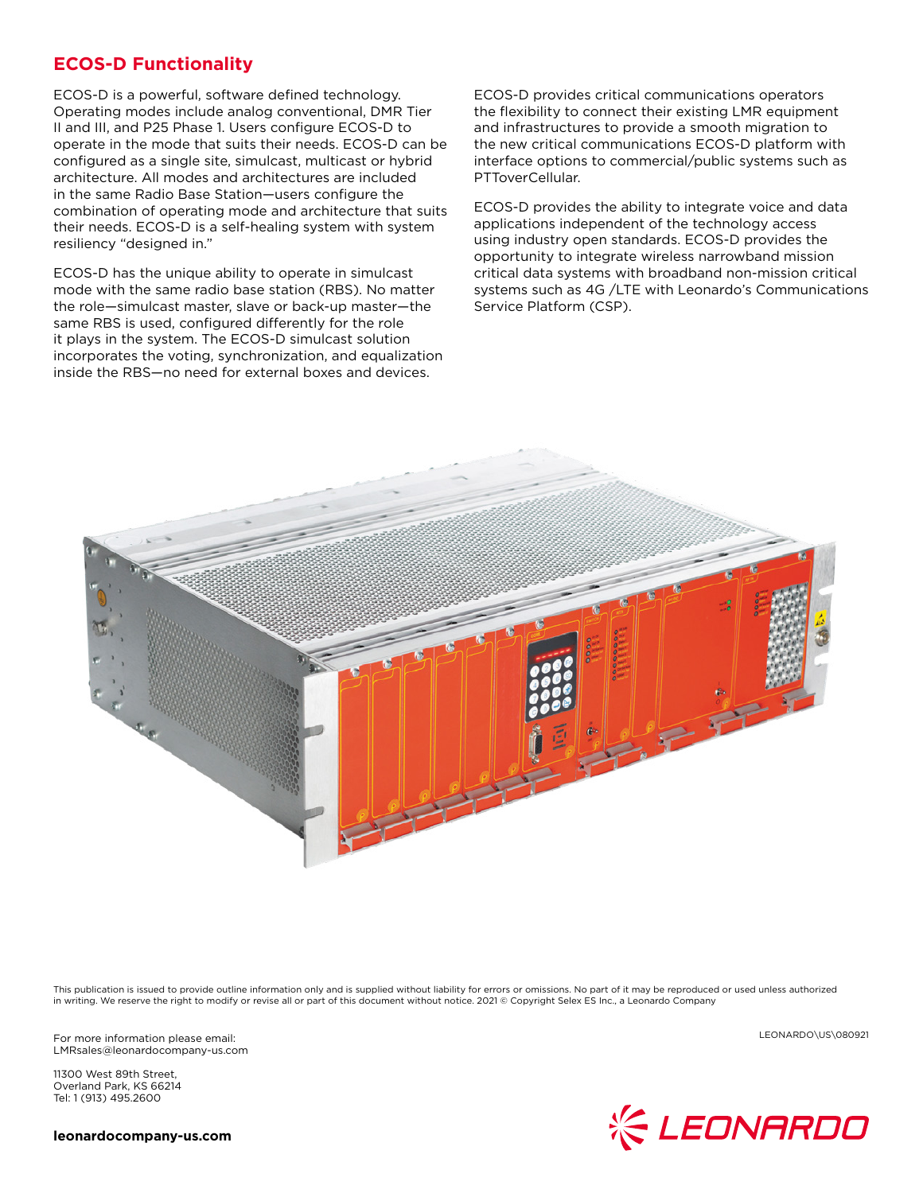## ECOS-D Functionality

ECOS-D is a powerful, software defined technology. Operating modes include analog conventional, DMR Tier II and III, and P25 Phase 1. Users configure ECOS-D to operate in the mode that suits their needs. ECOS-D can be configured as a single site, simulcast, multicast or hybrid architecture. All modes and architectures are included in the same Radio Base Station—users configure the combination of operating mode and architecture that suits their needs. ECOS-D is a self-healing system with system resiliency "designed in."

ECOS-D has the unique ability to operate in simulcast mode with the same radio base station (RBS). No matter the role—simulcast master, slave or back-up master—the same RBS is used, configured differently for the role it plays in the system. The ECOS-D simulcast solution incorporates the voting, synchronization, and equalization inside the RBS—no need for external boxes and devices.

ECOS-D provides critical communications operators the flexibility to connect their existing LMR equipment and infrastructures to provide a smooth migration to the new critical communications ECOS-D platform with interface options to commercial/public systems such as PTToverCellular.

ECOS-D provides the ability to integrate voice and data applications independent of the technology access using industry open standards. ECOS-D provides the opportunity to integrate wireless narrowband mission critical data systems with broadband non-mission critical systems such as 4G /LTE with Leonardo's Communications Service Platform (CSP).

This publication is issued to provide outline information only and is supplied without liability for errors or omissions. No part of it may be reproduced or used unless authorized in writing. We reserve the right to modify or revise all or part of this document without notice. 2021 © Copyright Selex ES Inc., a Leonardo Company

For more information please email:
LMRsales@leonardocompany-us.com

11300 West 89th Street,
Overland Park, KS 66214
Tel: 1 (913) 495.2600

**leonardocompany-us.com**

LEONARDO\US\080921

LEONARDO